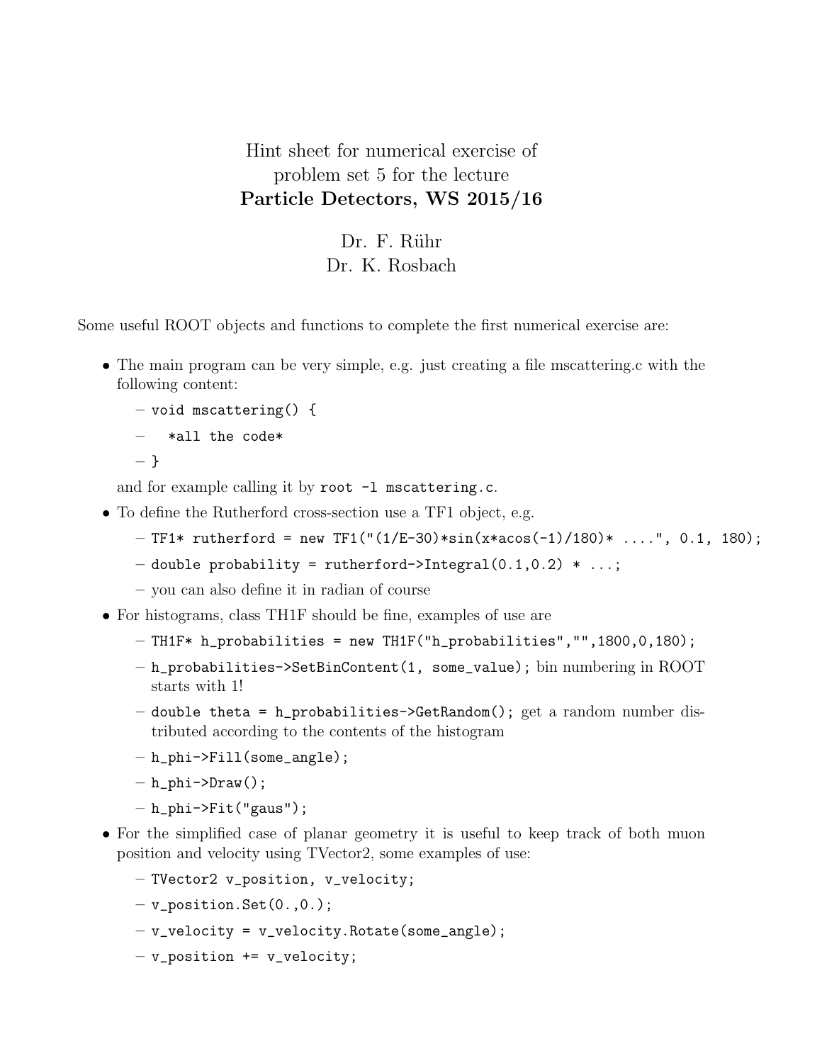# Hint sheet for numerical exercise of problem set 5 for the lecture **Particle Detectors, WS 2015/16**

Dr. F. Rühr
Dr. K. Rosbach

Some useful ROOT objects and functions to complete the first numerical exercise are:

- The main program can be very simple, e.g. just creating a file mscattering.c with the following content:
  - `void mscattering() {`
  - `  *all the code*`
  - `}`

  and for example calling it by `root -l mscattering.c`.
- To define the Rutherford cross-section use a TF1 object, e.g.
  - `TF1* rutherford = new TF1("(1/E-30)*sin(x*acos(-1)/180)* ....", 0.1, 180);`
  - `double probability = rutherford->Integral(0.1,0.2) * ...;`
  - you can also define it in radian of course
- For histograms, class TH1F should be fine, examples of use are
  - `TH1F* h_probabilities = new TH1F("h_probabilities","",1800,0,180);`
  - `h_probabilities->SetBinContent(1, some_value);` bin numbering in ROOT starts with 1!
  - `double theta = h_probabilities->GetRandom();` get a random number distributed according to the contents of the histogram
  - `h_phi->Fill(some_angle);`
  - `h_phi->Draw();`
  - `h_phi->Fit("gaus");`
- For the simplified case of planar geometry it is useful to keep track of both muon position and velocity using TVector2, some examples of use:
  - `TVector2 v_position, v_velocity;`
  - `v_position.Set(0.,0.);`
  - `v_velocity = v_velocity.Rotate(some_angle);`
  - `v_position += v_velocity;`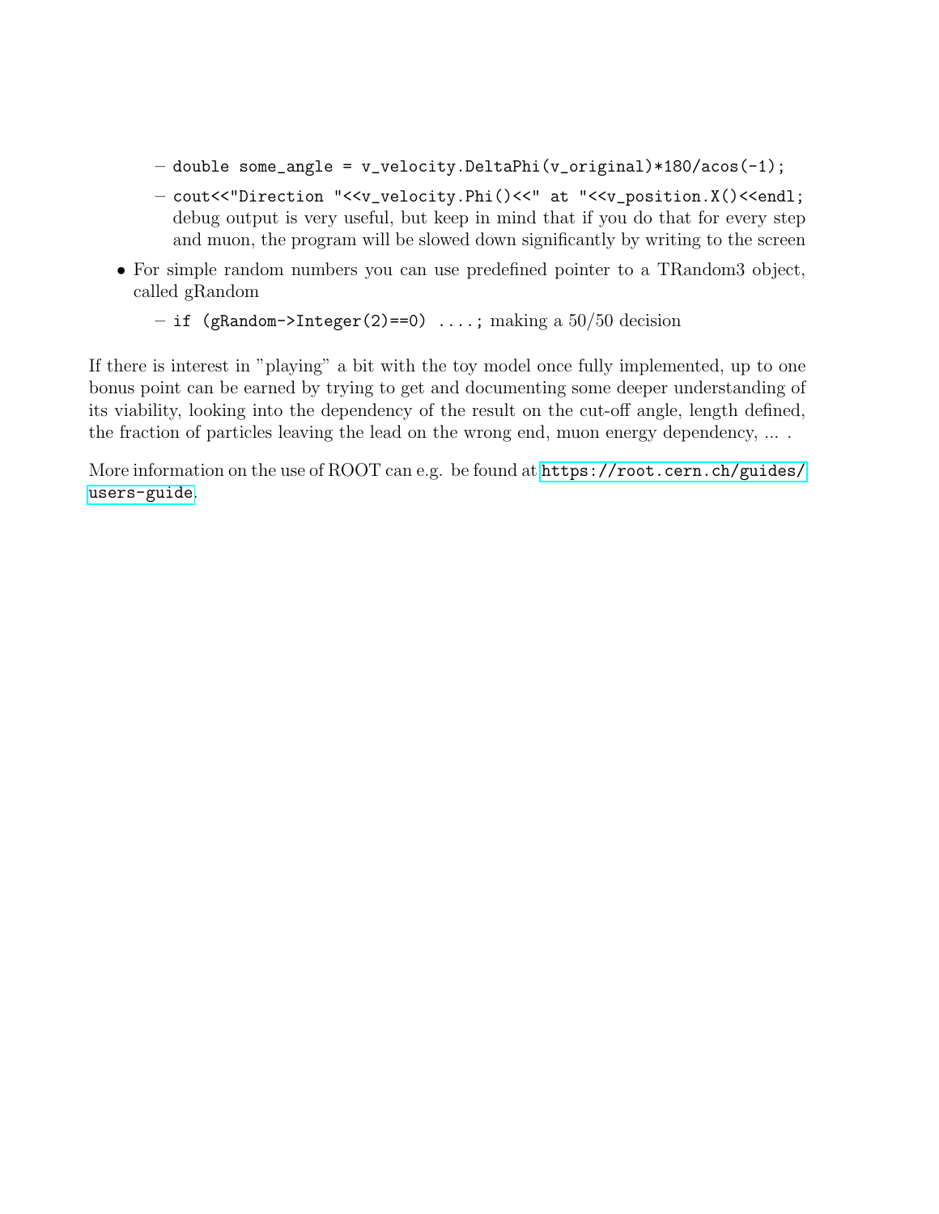- `double some_angle = v_velocity.DeltaPhi(v_original)*180/acos(-1);`
  - `cout<<"Direction "<<v_velocity.Phi()<<" at "<<v_position.X()<<endl;` debug output is very useful, but keep in mind that if you do that for every step and muon, the program will be slowed down significantly by writing to the screen
- For simple random numbers you can use predefined pointer to a TRandom3 object, called gRandom
  - `if (gRandom->Integer(2)==0) ....;` making a 50/50 decision

If there is interest in "playing" a bit with the toy model once fully implemented, up to one bonus point can be earned by trying to get and documenting some deeper understanding of its viability, looking into the dependency of the result on the cut-off angle, length defined, the fraction of particles leaving the lead on the wrong end, muon energy dependency, ... .

More information on the use of ROOT can e.g. be found at https://root.cern.ch/guides/users-guide.